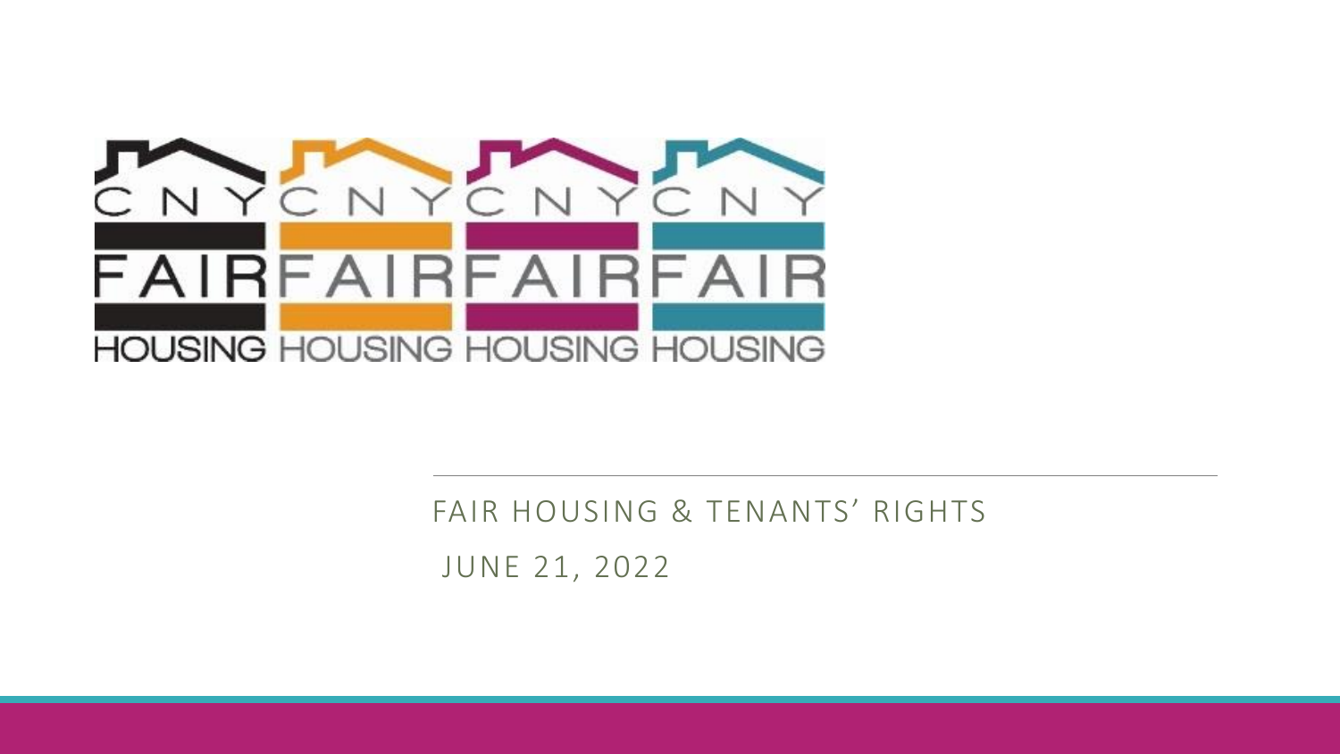CNY FAIR HOUSING

# FAIR HOUSING & TENANTS' RIGHTS

JUNE 21, 2022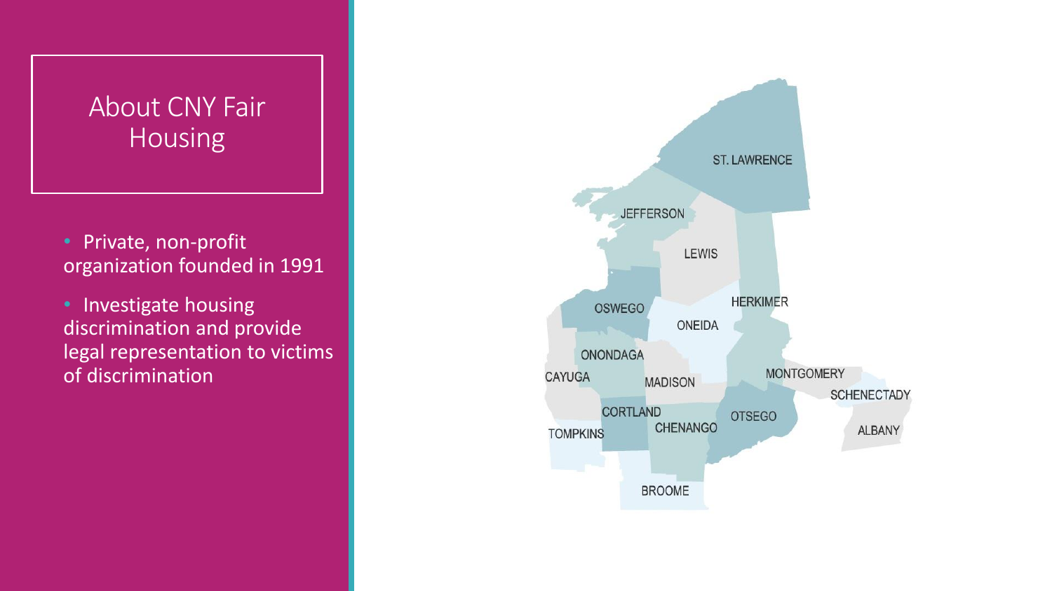# About CNY Fair Housing

- Private, non-profit organization founded in 1991
- Investigate housing discrimination and provide legal representation to victims of discrimination

ST. LAWRENCE

JEFFERSON

LEWIS

OSWEGO

HERKIMER

ONEIDA

ONONDAGA

CAYUGA

MADISON

MONTGOMERY

SCHENECTADY

CORTLAND

OTSEGO

CHENANGO

TOMPKINS

ALBANY

BROOME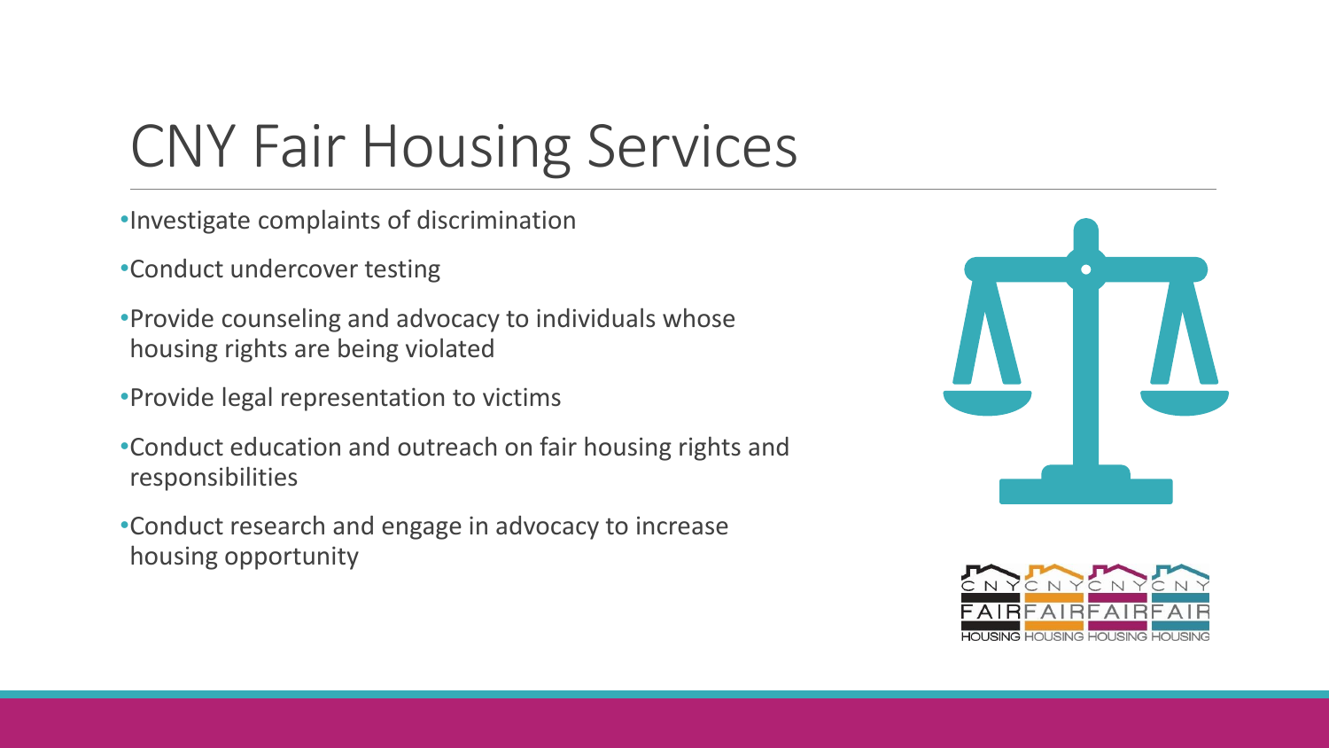# CNY Fair Housing Services

- Investigate complaints of discrimination
- Conduct undercover testing
- Provide counseling and advocacy to individuals whose housing rights are being violated
- Provide legal representation to victims
- Conduct education and outreach on fair housing rights and responsibilities
- Conduct research and engage in advocacy to increase housing opportunity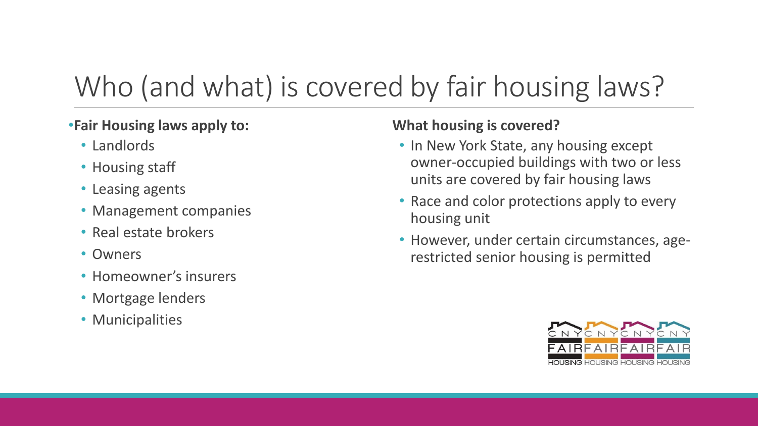# Who (and what) is covered by fair housing laws?

- **Fair Housing laws apply to:**
  - Landlords
  - Housing staff
  - Leasing agents
  - Management companies
  - Real estate brokers
  - Owners
  - Homeowner's insurers
  - Mortgage lenders
  - Municipalities

**What housing is covered?**

- In New York State, any housing except owner-occupied buildings with two or less units are covered by fair housing laws
- Race and color protections apply to every housing unit
- However, under certain circumstances, age-restricted senior housing is permitted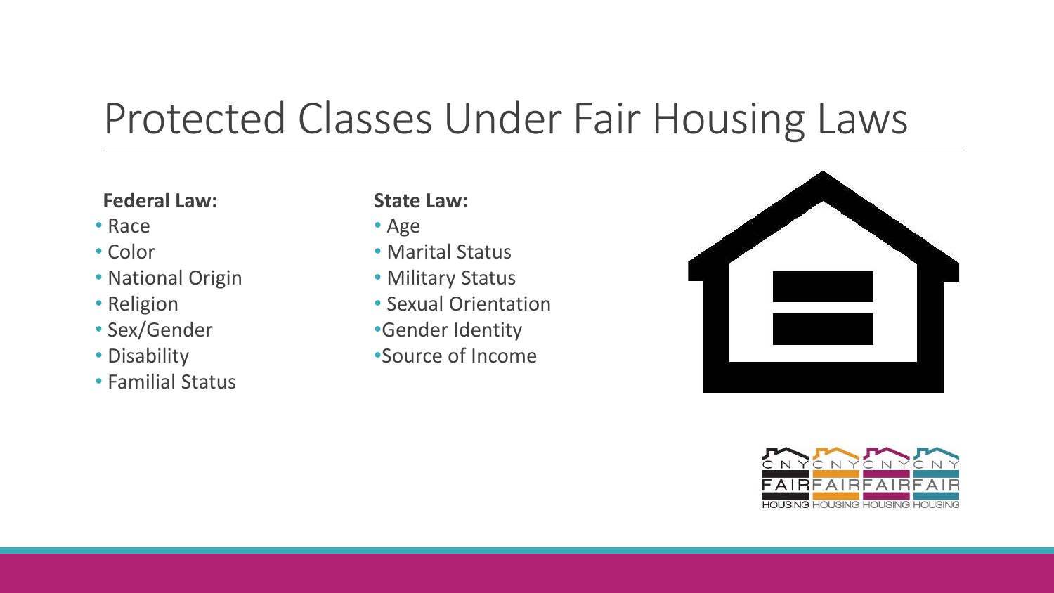# Protected Classes Under Fair Housing Laws

**Federal Law:**

- Race
- Color
- National Origin
- Religion
- Sex/Gender
- Disability
- Familial Status

**State Law:**

- Age
- Marital Status
- Military Status
- Sexual Orientation
- Gender Identity
- Source of Income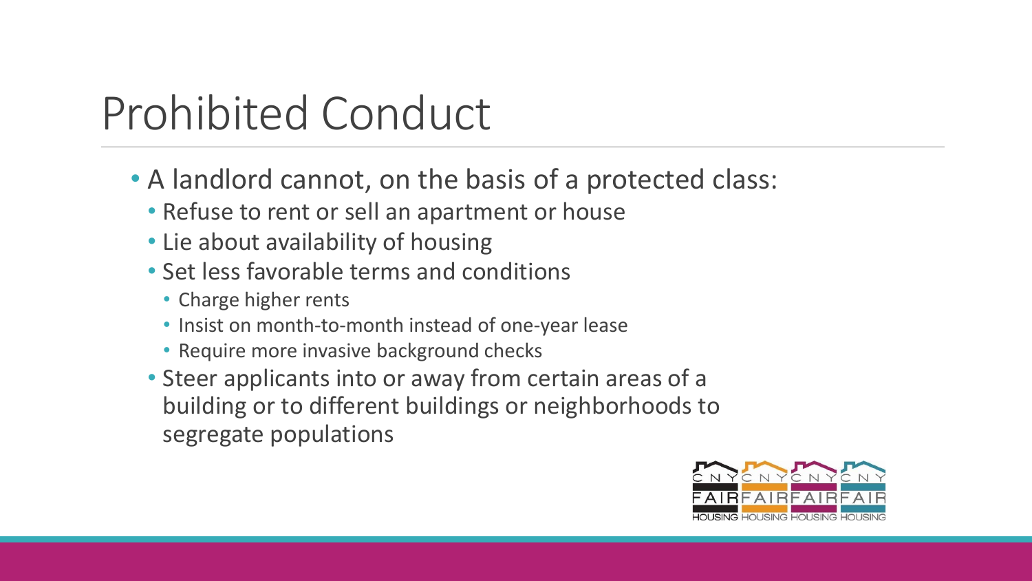# Prohibited Conduct

- A landlord cannot, on the basis of a protected class:
  - Refuse to rent or sell an apartment or house
  - Lie about availability of housing
  - Set less favorable terms and conditions
    - Charge higher rents
    - Insist on month-to-month instead of one-year lease
    - Require more invasive background checks
  - Steer applicants into or away from certain areas of a building or to different buildings or neighborhoods to segregate populations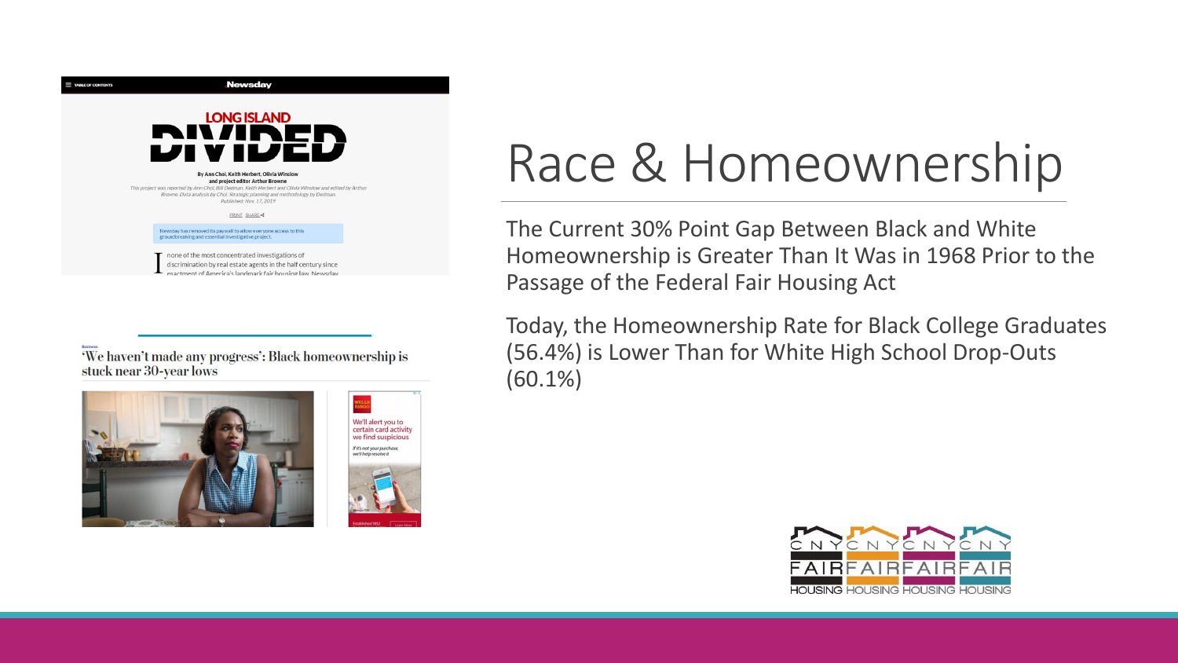# Race & Homeownership

The Current 30% Point Gap Between Black and White Homeownership is Greater Than It Was in 1968 Prior to the Passage of the Federal Fair Housing Act

Today, the Homeownership Rate for Black College Graduates (56.4%) is Lower Than for White High School Drop-Outs (60.1%)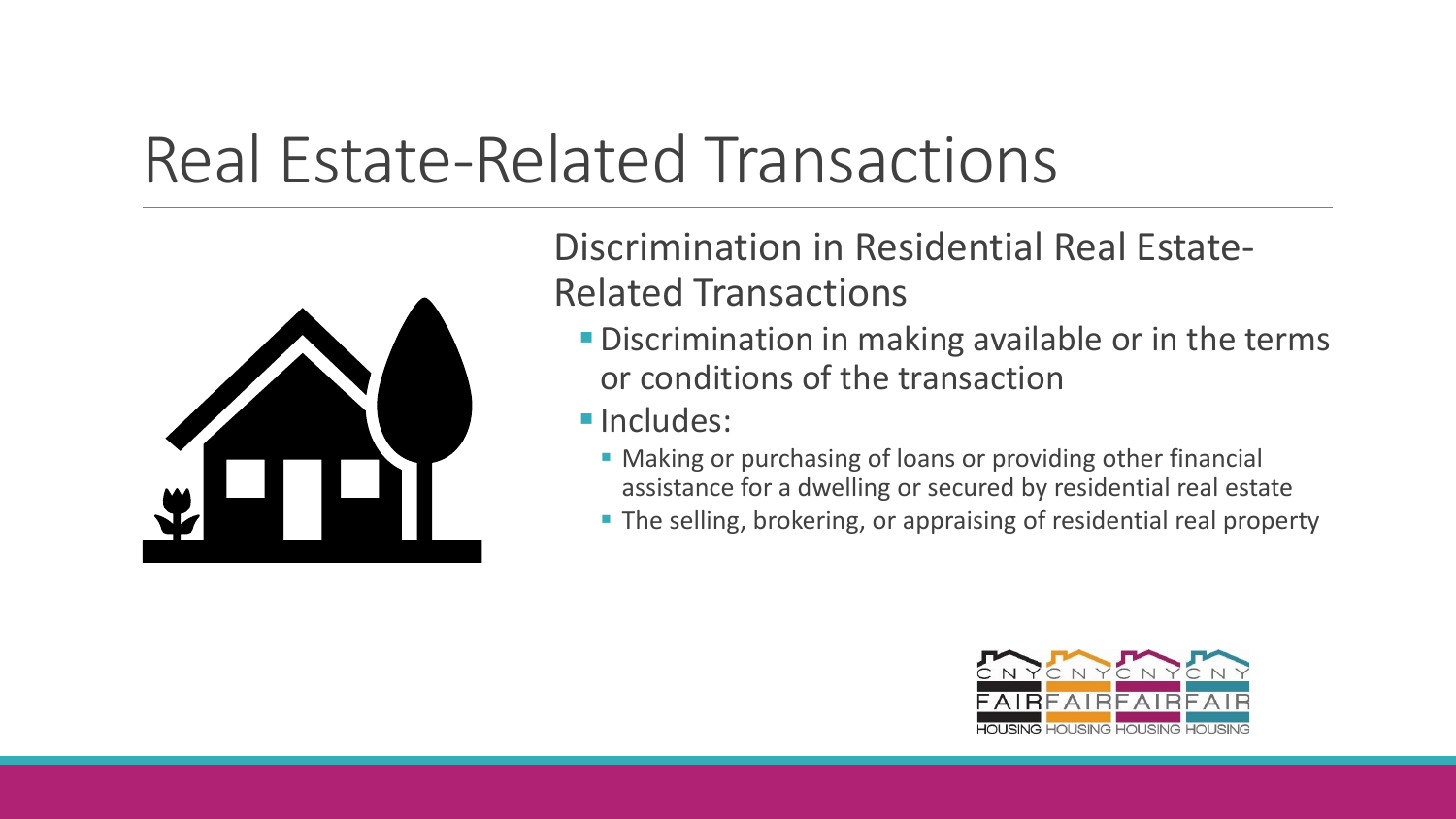# Real Estate-Related Transactions

Discrimination in Residential Real Estate-Related Transactions

- Discrimination in making available or in the terms or conditions of the transaction
- Includes:
  - Making or purchasing of loans or providing other financial assistance for a dwelling or secured by residential real estate
  - The selling, brokering, or appraising of residential real property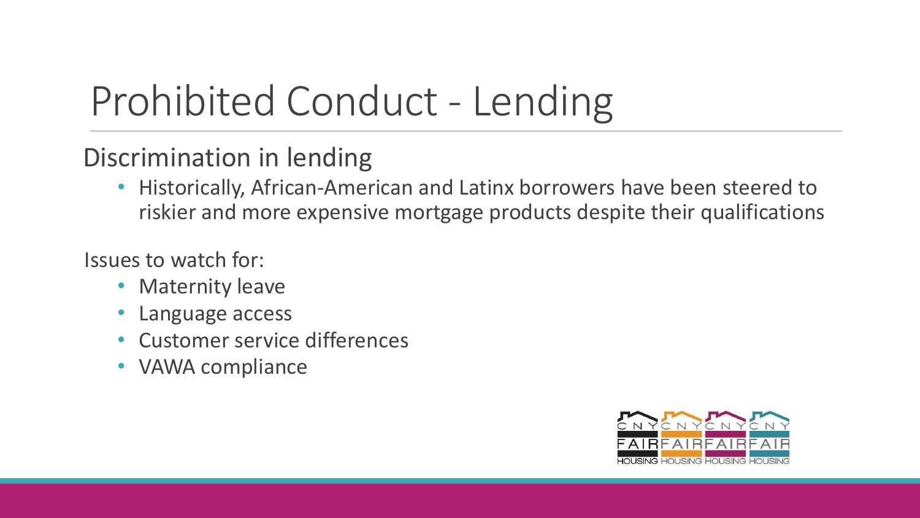# Prohibited Conduct - Lending

## Discrimination in lending

- Historically, African-American and Latinx borrowers have been steered to riskier and more expensive mortgage products despite their qualifications

Issues to watch for:

- Maternity leave
- Language access
- Customer service differences
- VAWA compliance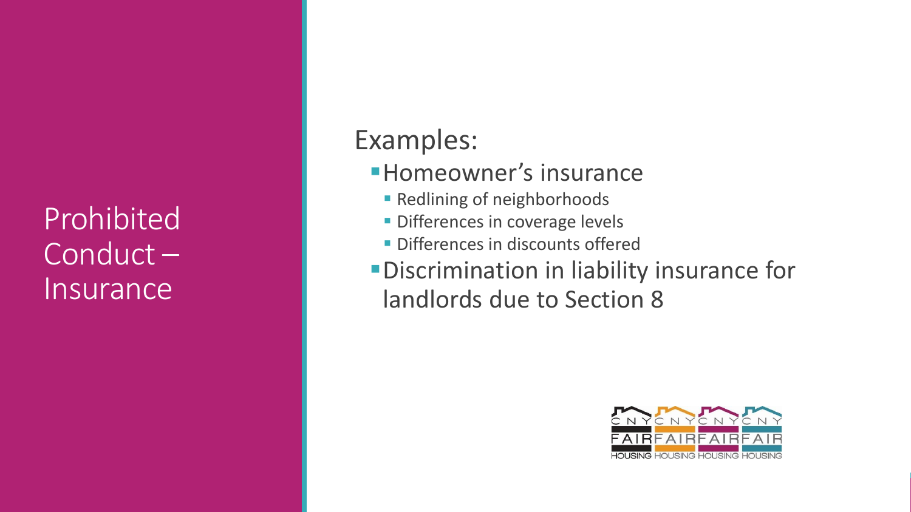# Prohibited Conduct – Insurance

Examples:

- Homeowner's insurance
  - Redlining of neighborhoods
  - Differences in coverage levels
  - Differences in discounts offered
- Discrimination in liability insurance for landlords due to Section 8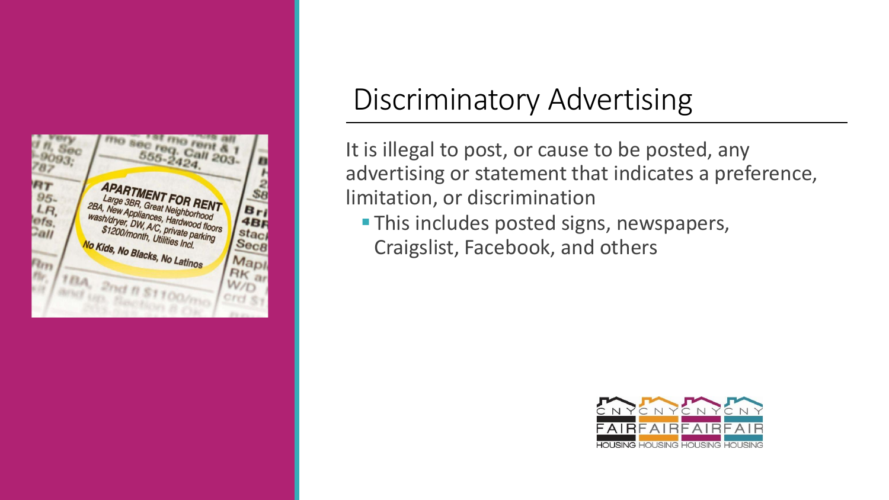# Discriminatory Advertising

It is illegal to post, or cause to be posted, any advertising or statement that indicates a preference, limitation, or discrimination

- This includes posted signs, newspapers, Craigslist, Facebook, and others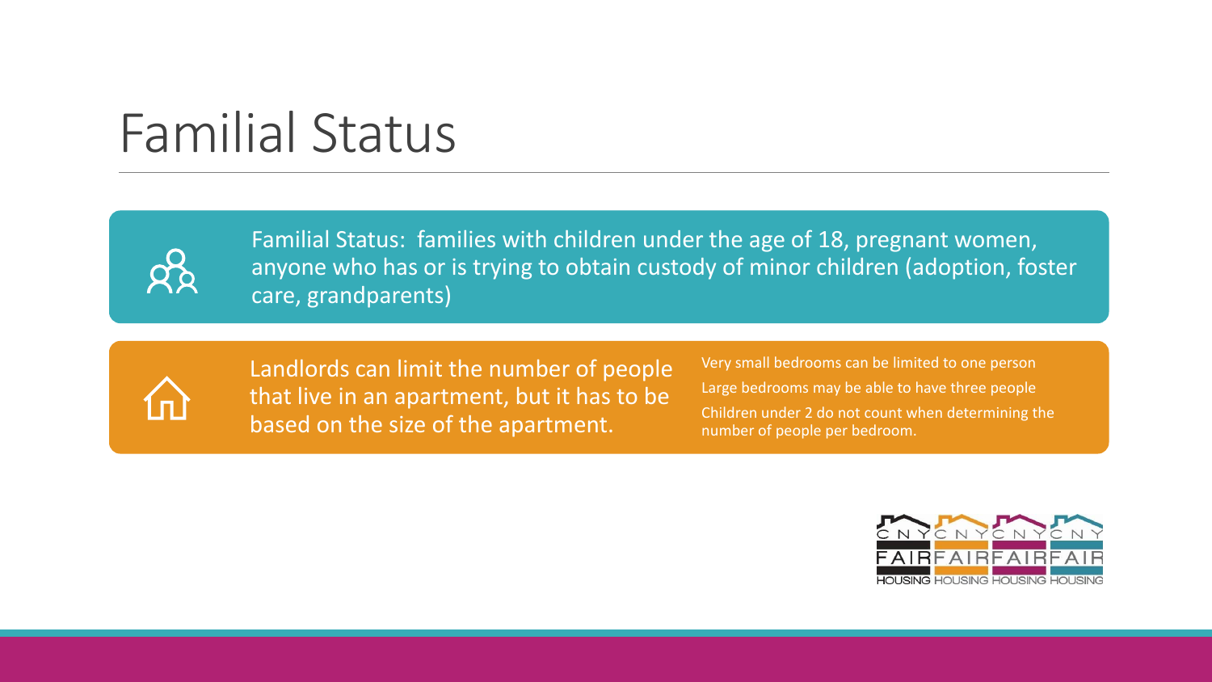# Familial Status

Familial Status: families with children under the age of 18, pregnant women, anyone who has or is trying to obtain custody of minor children (adoption, foster care, grandparents)

Landlords can limit the number of people that live in an apartment, but it has to be based on the size of the apartment.

- Very small bedrooms can be limited to one person
- Large bedrooms may be able to have three people
- Children under 2 do not count when determining the number of people per bedroom.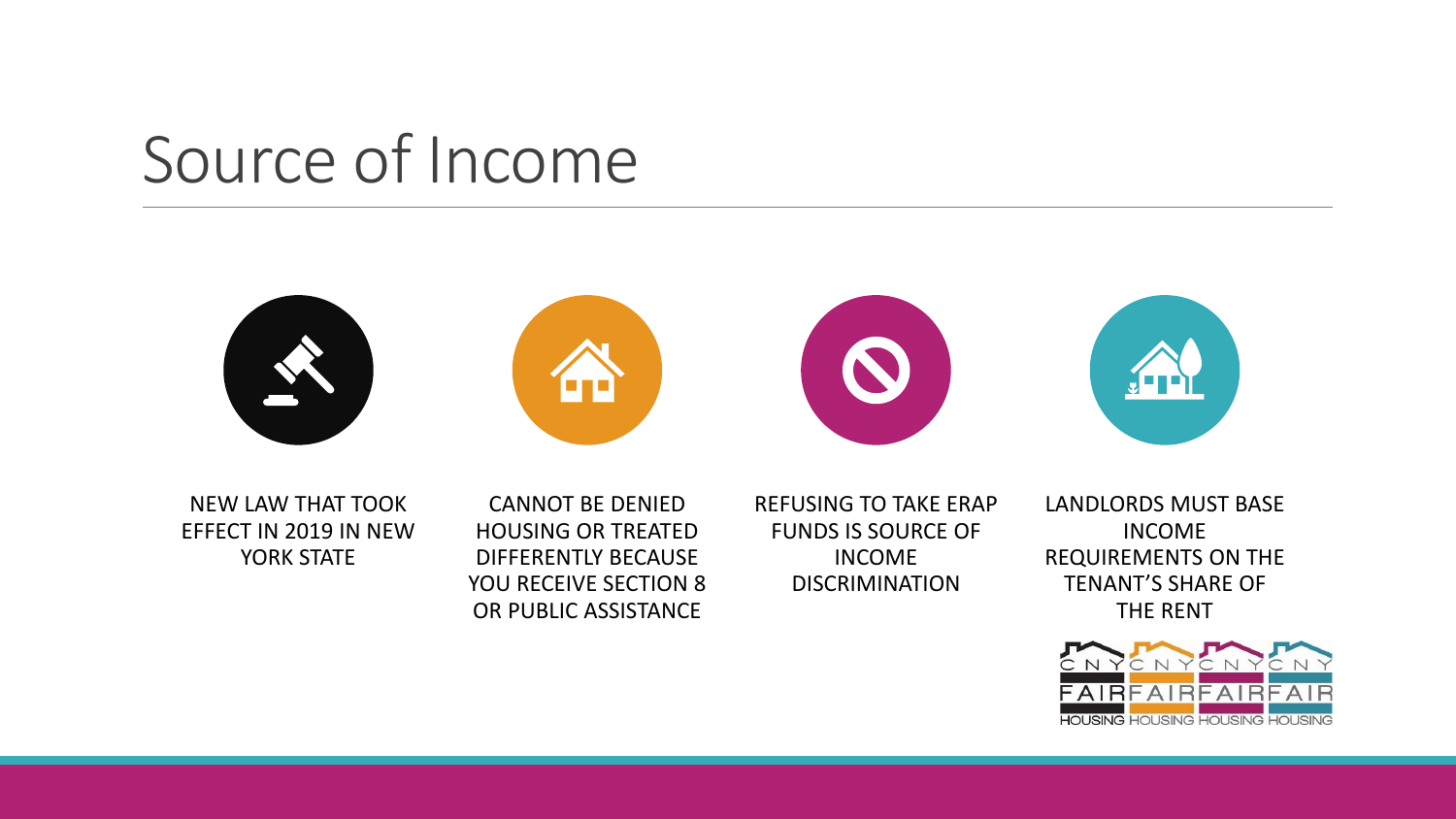# Source of Income

- NEW LAW THAT TOOK EFFECT IN 2019 IN NEW YORK STATE
- CANNOT BE DENIED HOUSING OR TREATED DIFFERENTLY BECAUSE YOU RECEIVE SECTION 8 OR PUBLIC ASSISTANCE
- REFUSING TO TAKE ERAP FUNDS IS SOURCE OF INCOME DISCRIMINATION
- LANDLORDS MUST BASE INCOME REQUIREMENTS ON THE TENANT'S SHARE OF THE RENT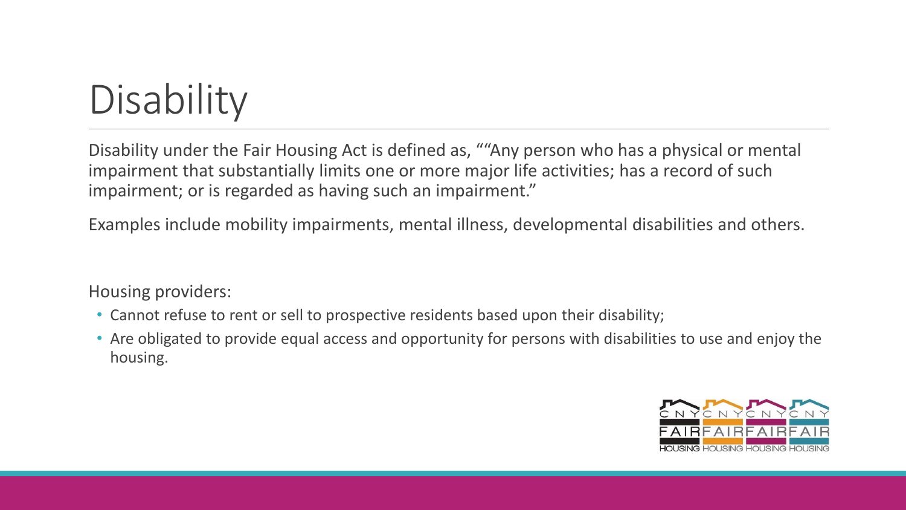# Disability

Disability under the Fair Housing Act is defined as, ""Any person who has a physical or mental impairment that substantially limits one or more major life activities; has a record of such impairment; or is regarded as having such an impairment."

Examples include mobility impairments, mental illness, developmental disabilities and others.

Housing providers:

- Cannot refuse to rent or sell to prospective residents based upon their disability;
- Are obligated to provide equal access and opportunity for persons with disabilities to use and enjoy the housing.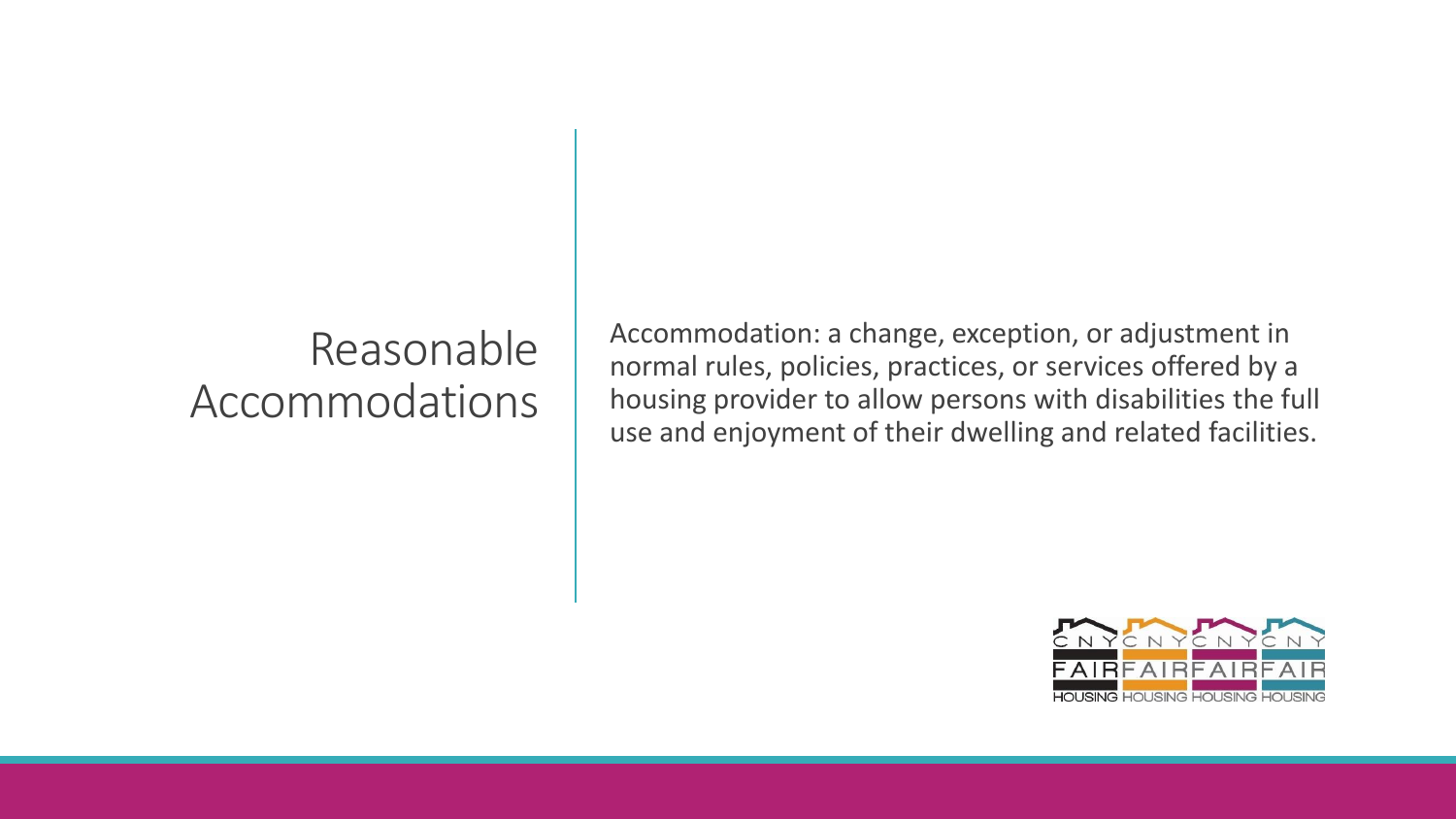# Reasonable Accommodations

Accommodation: a change, exception, or adjustment in normal rules, policies, practices, or services offered by a housing provider to allow persons with disabilities the full use and enjoyment of their dwelling and related facilities.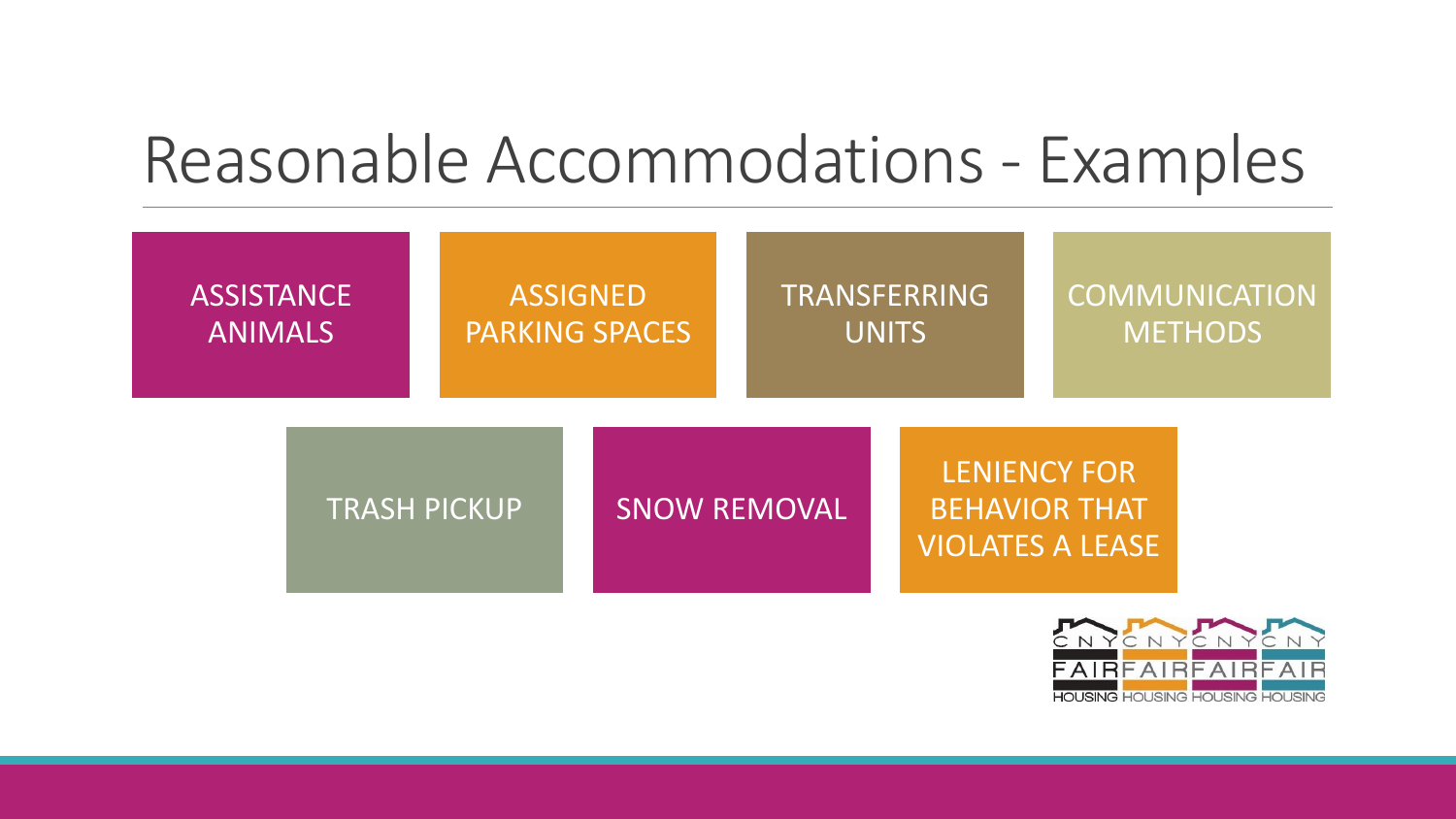# Reasonable Accommodations - Examples

- ASSISTANCE ANIMALS
- ASSIGNED PARKING SPACES
- TRANSFERRING UNITS
- COMMUNICATION METHODS
- TRASH PICKUP
- SNOW REMOVAL
- LENIENCY FOR BEHAVIOR THAT VIOLATES A LEASE

CNY FAIR HOUSING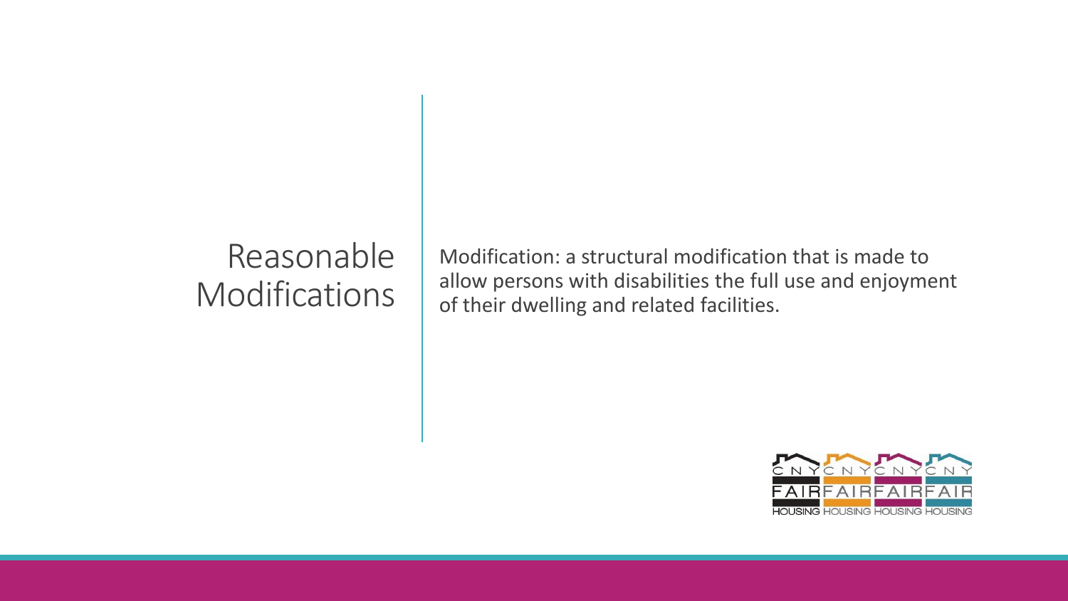# Reasonable Modifications

Modification: a structural modification that is made to allow persons with disabilities the full use and enjoyment of their dwelling and related facilities.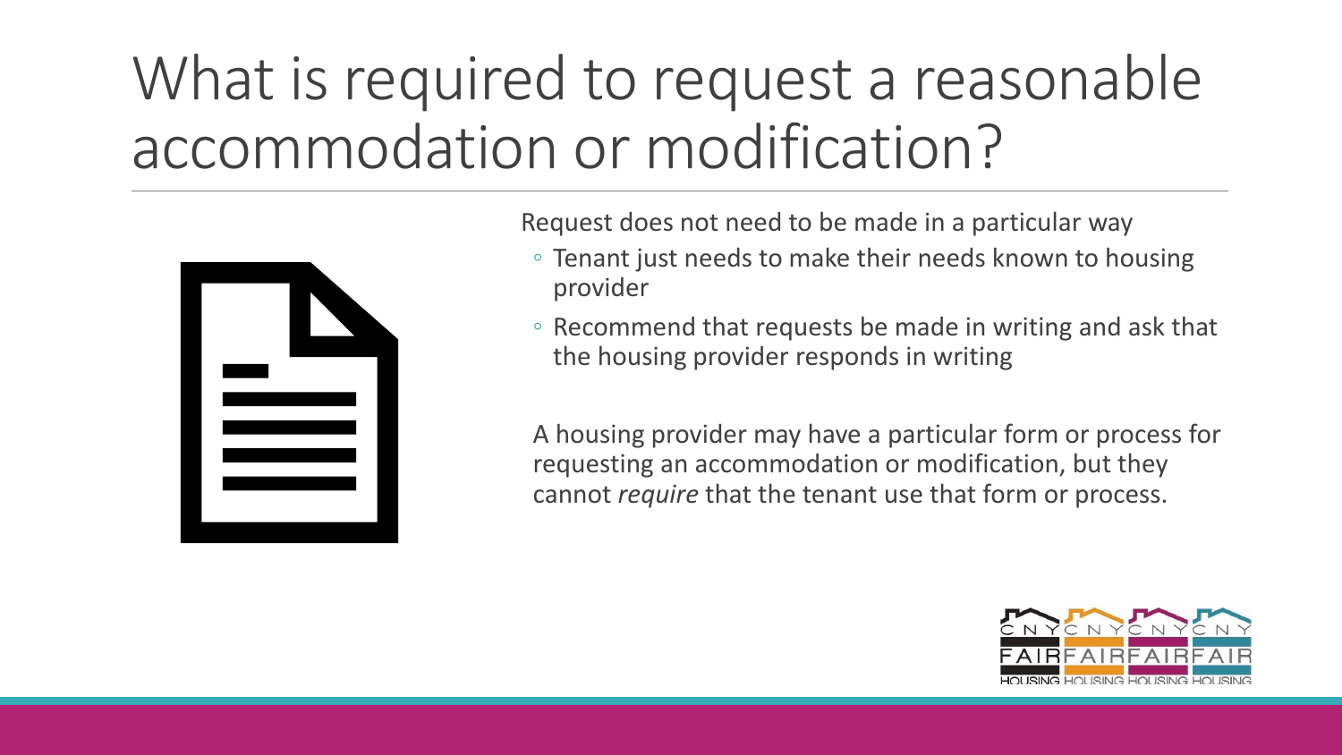# What is required to request a reasonable accommodation or modification?

Request does not need to be made in a particular way

- Tenant just needs to make their needs known to housing provider
- Recommend that requests be made in writing and ask that the housing provider responds in writing

A housing provider may have a particular form or process for requesting an accommodation or modification, but they cannot *require* that the tenant use that form or process.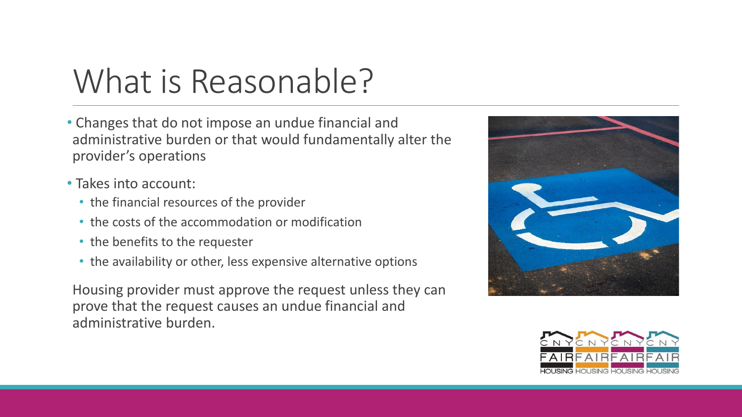# What is Reasonable?

- Changes that do not impose an undue financial and administrative burden or that would fundamentally alter the provider's operations
- Takes into account:
  - the financial resources of the provider
  - the costs of the accommodation or modification
  - the benefits to the requester
  - the availability or other, less expensive alternative options

Housing provider must approve the request unless they can prove that the request causes an undue financial and administrative burden.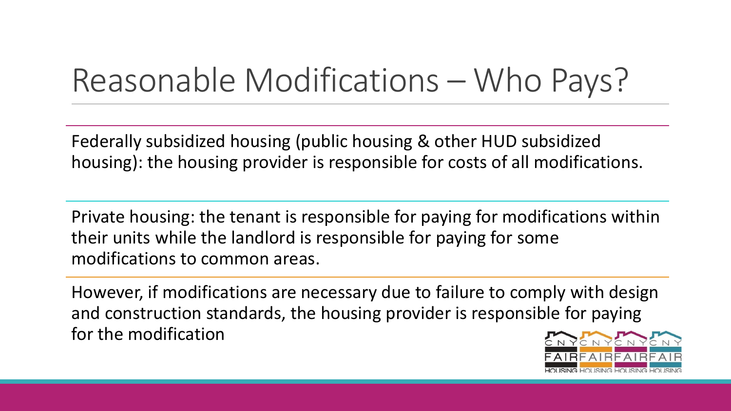# Reasonable Modifications – Who Pays?

Federally subsidized housing (public housing & other HUD subsidized housing): the housing provider is responsible for costs of all modifications.

Private housing: the tenant is responsible for paying for modifications within their units while the landlord is responsible for paying for some modifications to common areas.

However, if modifications are necessary due to failure to comply with design and construction standards, the housing provider is responsible for paying for the modification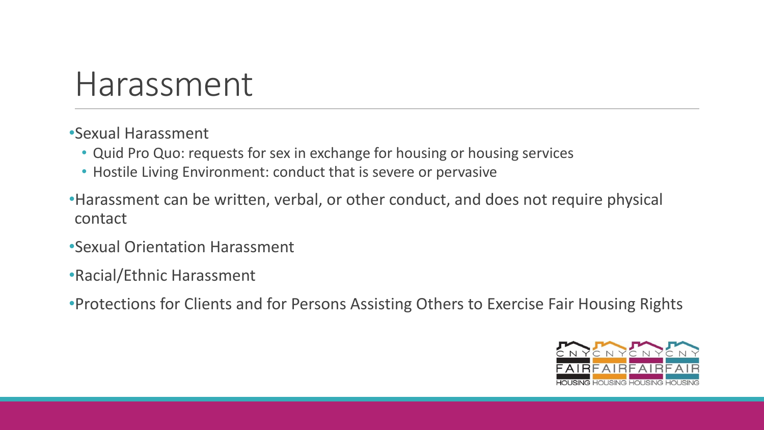# Harassment

- Sexual Harassment
  - Quid Pro Quo: requests for sex in exchange for housing or housing services
  - Hostile Living Environment: conduct that is severe or pervasive
- Harassment can be written, verbal, or other conduct, and does not require physical contact
- Sexual Orientation Harassment
- Racial/Ethnic Harassment
- Protections for Clients and for Persons Assisting Others to Exercise Fair Housing Rights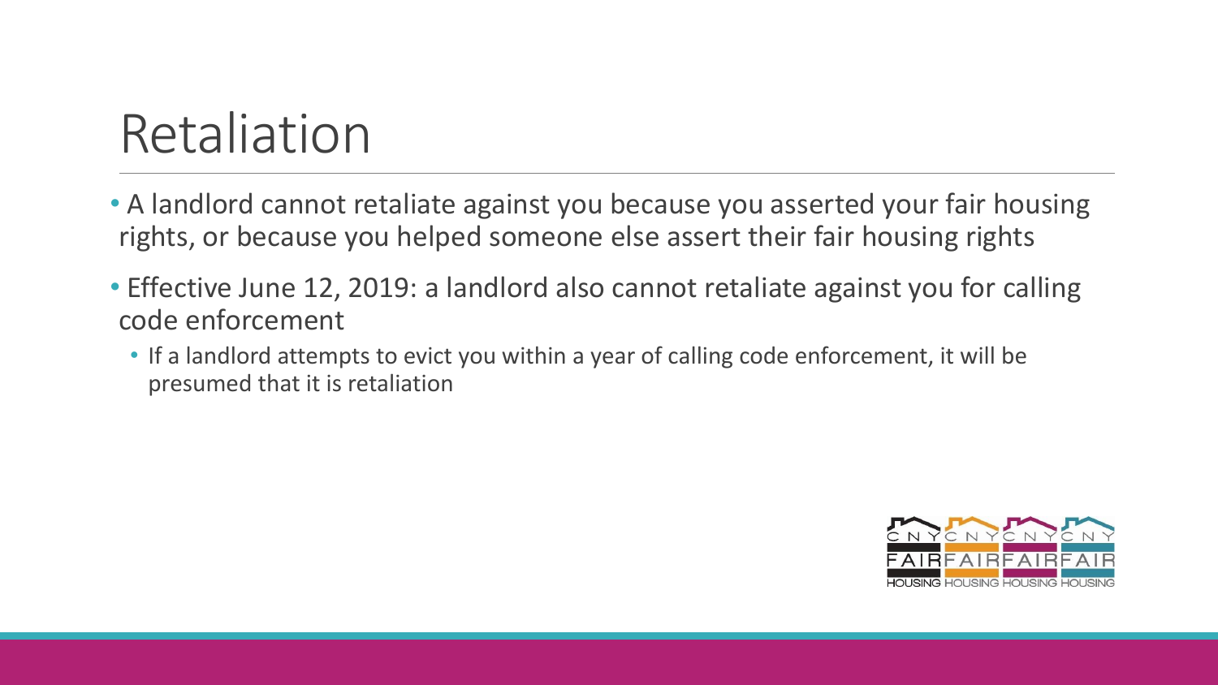# Retaliation

- A landlord cannot retaliate against you because you asserted your fair housing rights, or because you helped someone else assert their fair housing rights
- Effective June 12, 2019: a landlord also cannot retaliate against you for calling code enforcement
  - If a landlord attempts to evict you within a year of calling code enforcement, it will be presumed that it is retaliation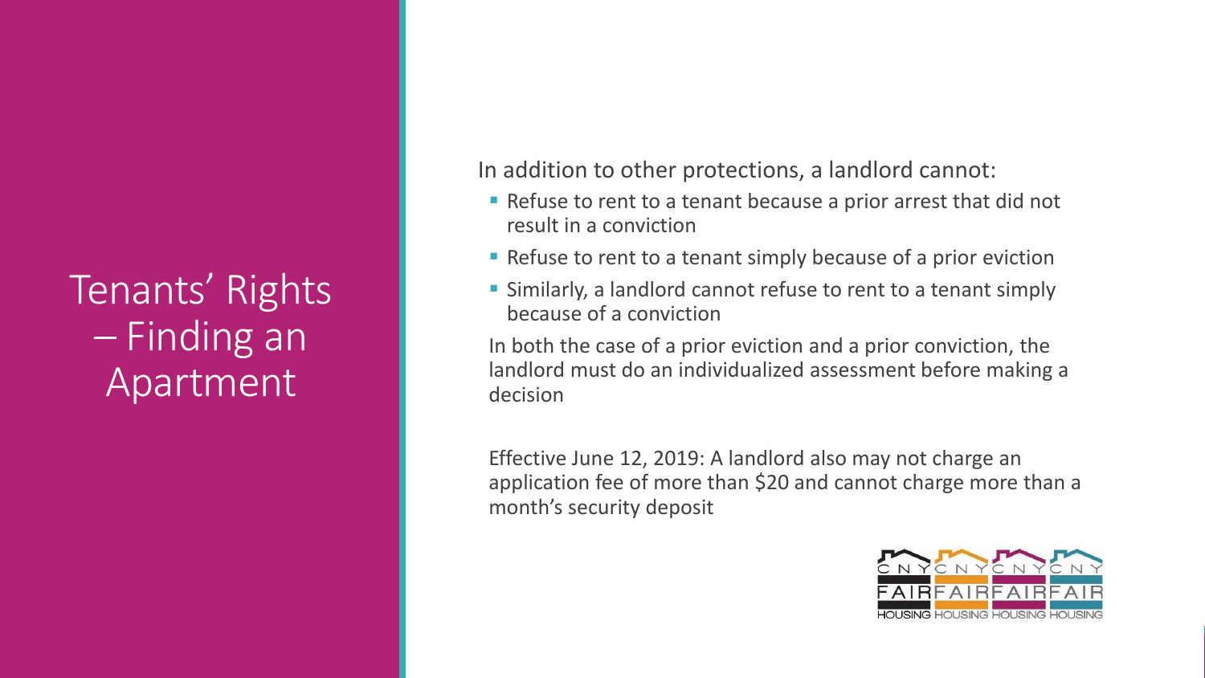# Tenants' Rights – Finding an Apartment

In addition to other protections, a landlord cannot:

- Refuse to rent to a tenant because a prior arrest that did not result in a conviction
- Refuse to rent to a tenant simply because of a prior eviction
- Similarly, a landlord cannot refuse to rent to a tenant simply because of a conviction

In both the case of a prior eviction and a prior conviction, the landlord must do an individualized assessment before making a decision

Effective June 12, 2019: A landlord also may not charge an application fee of more than $20 and cannot charge more than a month's security deposit

CNY FAIR HOUSING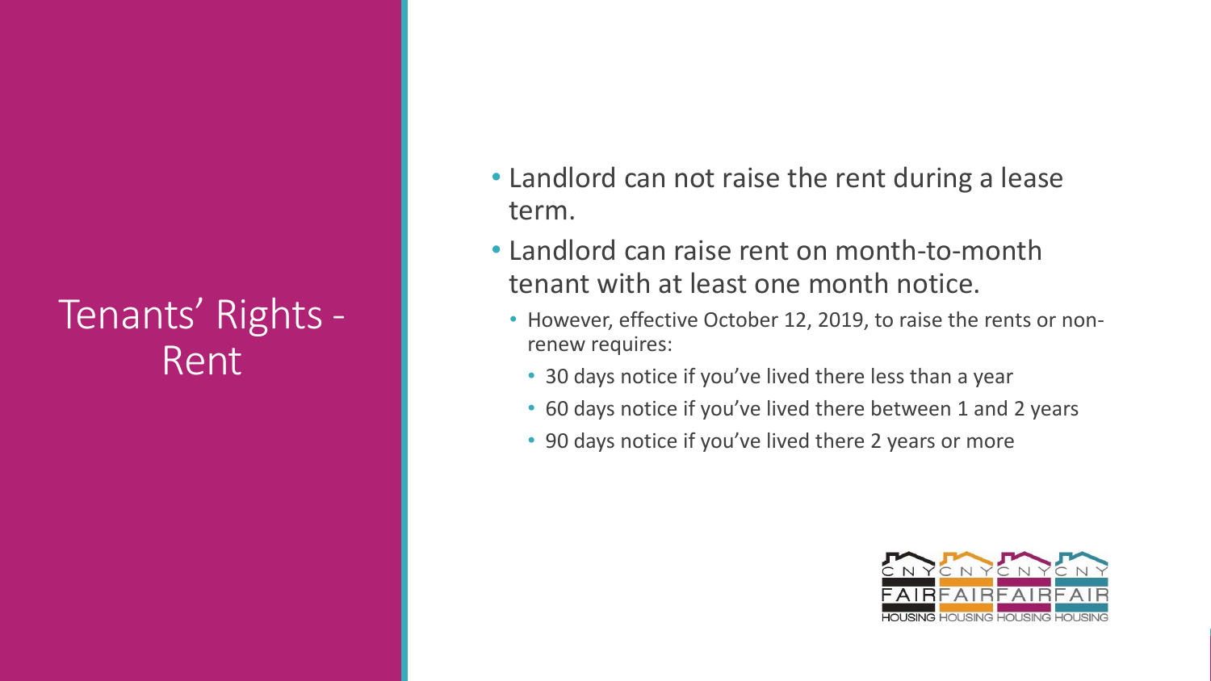# Tenants' Rights - Rent

- Landlord can not raise the rent during a lease term.
- Landlord can raise rent on month-to-month tenant with at least one month notice.
  - However, effective October 12, 2019, to raise the rents or non-renew requires:
    - 30 days notice if you've lived there less than a year
    - 60 days notice if you've lived there between 1 and 2 years
    - 90 days notice if you've lived there 2 years or more

CNY FAIR HOUSING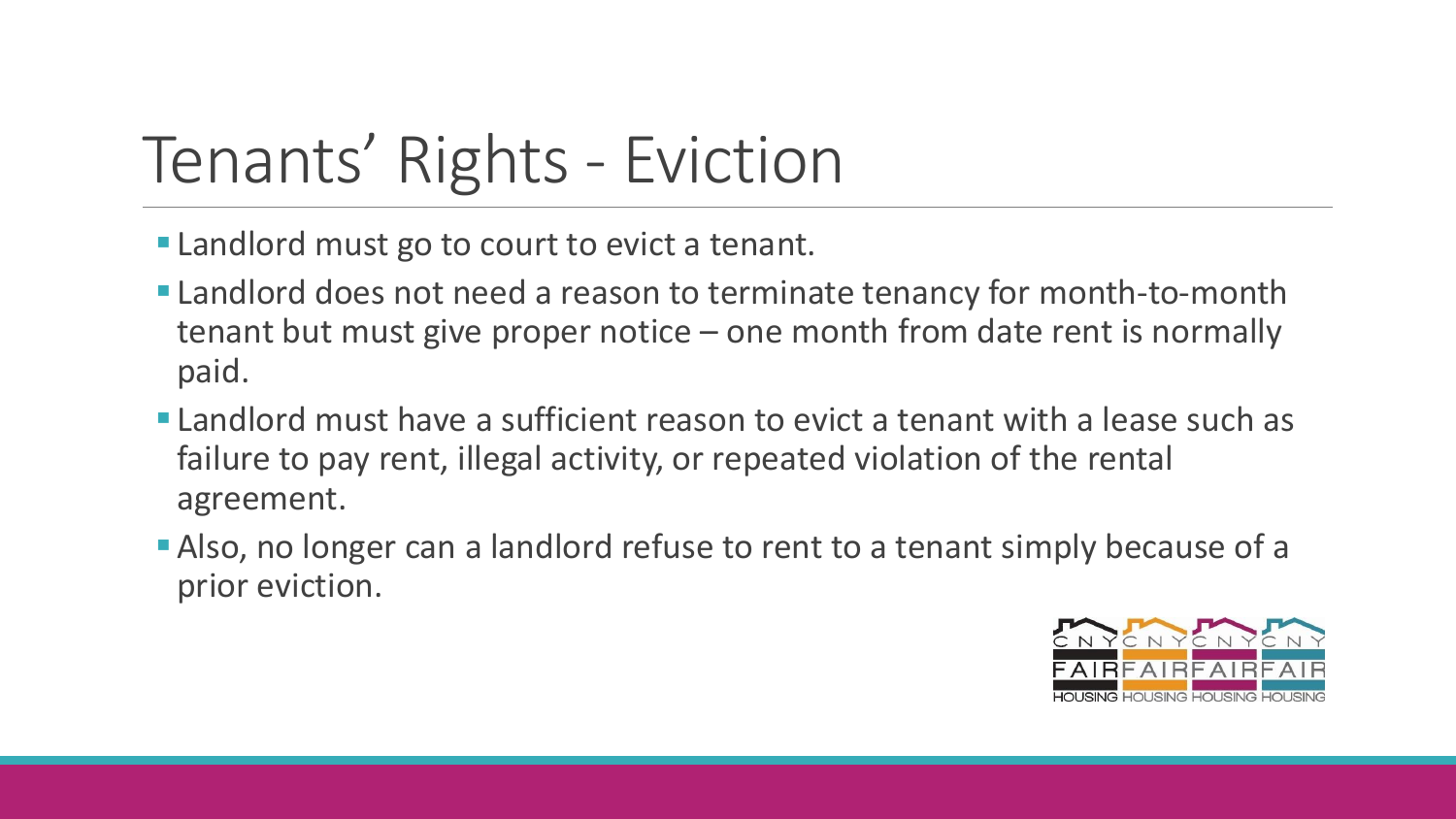# Tenants' Rights - Eviction

- Landlord must go to court to evict a tenant.
- Landlord does not need a reason to terminate tenancy for month-to-month tenant but must give proper notice – one month from date rent is normally paid.
- Landlord must have a sufficient reason to evict a tenant with a lease such as failure to pay rent, illegal activity, or repeated violation of the rental agreement.
- Also, no longer can a landlord refuse to rent to a tenant simply because of a prior eviction.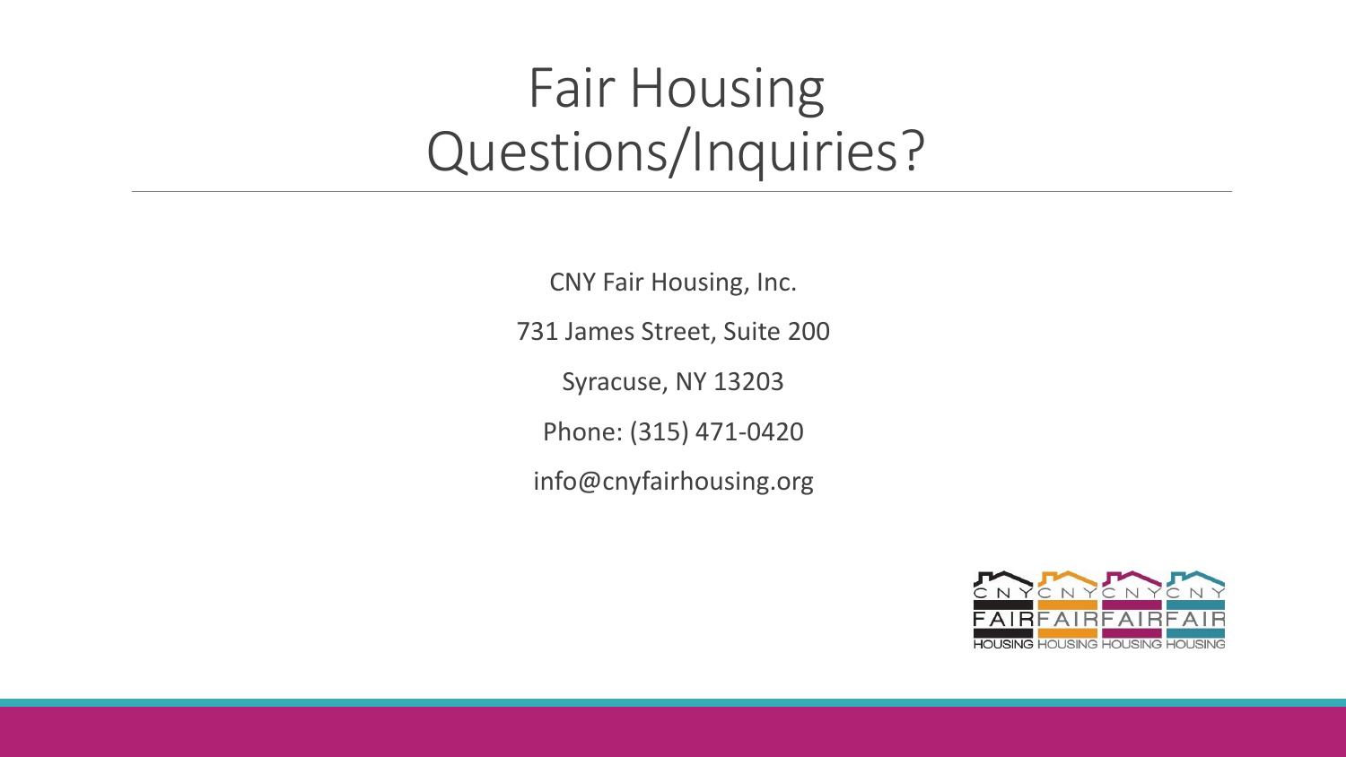# Fair Housing Questions/Inquiries?

CNY Fair Housing, Inc.

731 James Street, Suite 200

Syracuse, NY 13203

Phone: (315) 471-0420

info@cnyfairhousing.org